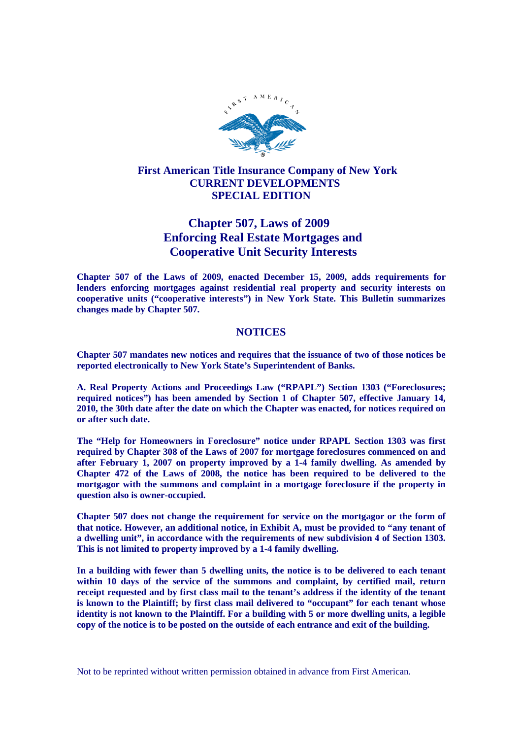**First American Title Insurance Company of New York**
**CURRENT DEVELOPMENTS**
**SPECIAL EDITION**

# Chapter 507, Laws of 2009
# Enforcing Real Estate Mortgages and Cooperative Unit Security Interests

**Chapter 507 of the Laws of 2009, enacted December 15, 2009, adds requirements for lenders enforcing mortgages against residential real property and security interests on cooperative units ("cooperative interests") in New York State. This Bulletin summarizes changes made by Chapter 507.**

## NOTICES

**Chapter 507 mandates new notices and requires that the issuance of two of those notices be reported electronically to New York State's Superintendent of Banks.**

**A. Real Property Actions and Proceedings Law ("RPAPL") Section 1303 ("Foreclosures; required notices") has been amended by Section 1 of Chapter 507, effective January 14, 2010, the 30th date after the date on which the Chapter was enacted, for notices required on or after such date.**

**The "Help for Homeowners in Foreclosure" notice under RPAPL Section 1303 was first required by Chapter 308 of the Laws of 2007 for mortgage foreclosures commenced on and after February 1, 2007 on property improved by a 1-4 family dwelling. As amended by Chapter 472 of the Laws of 2008, the notice has been required to be delivered to the mortgagor with the summons and complaint in a mortgage foreclosure if the property in question also is owner-occupied.**

**Chapter 507 does not change the requirement for service on the mortgagor or the form of that notice. However, an additional notice, in Exhibit A, must be provided to "any tenant of a dwelling unit", in accordance with the requirements of new subdivision 4 of Section 1303. This is not limited to property improved by a 1-4 family dwelling.**

**In a building with fewer than 5 dwelling units, the notice is to be delivered to each tenant within 10 days of the service of the summons and complaint, by certified mail, return receipt requested and by first class mail to the tenant's address if the identity of the tenant is known to the Plaintiff; by first class mail delivered to "occupant" for each tenant whose identity is not known to the Plaintiff. For a building with 5 or more dwelling units, a legible copy of the notice is to be posted on the outside of each entrance and exit of the building.**

Not to be reprinted without written permission obtained in advance from First American.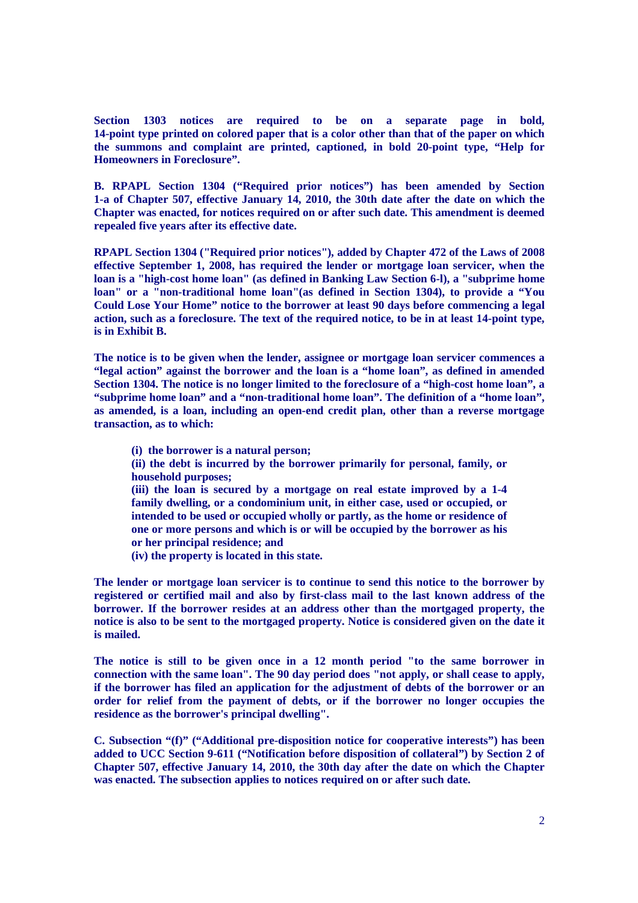**Section 1303 notices are required to be on a separate page in bold, 14-point type printed on colored paper that is a color other than that of the paper on which the summons and complaint are printed, captioned, in bold 20-point type, "Help for Homeowners in Foreclosure".**

**B. RPAPL Section 1304 ("Required prior notices") has been amended by Section 1-a of Chapter 507, effective January 14, 2010, the 30th date after the date on which the Chapter was enacted, for notices required on or after such date. This amendment is deemed repealed five years after its effective date.**

**RPAPL Section 1304 ("Required prior notices"), added by Chapter 472 of the Laws of 2008 effective September 1, 2008, has required the lender or mortgage loan servicer, when the loan is a "high-cost home loan" (as defined in Banking Law Section 6-l), a "subprime home loan" or a "non-traditional home loan"(as defined in Section 1304), to provide a "You Could Lose Your Home" notice to the borrower at least 90 days before commencing a legal action, such as a foreclosure. The text of the required notice, to be in at least 14-point type, is in Exhibit B.**

**The notice is to be given when the lender, assignee or mortgage loan servicer commences a "legal action" against the borrower and the loan is a "home loan", as defined in amended Section 1304. The notice is no longer limited to the foreclosure of a "high-cost home loan", a "subprime home loan" and a "non-traditional home loan". The definition of a "home loan", as amended, is a loan, including an open-end credit plan, other than a reverse mortgage transaction, as to which:**

> **(i) the borrower is a natural person;**
> **(ii) the debt is incurred by the borrower primarily for personal, family, or household purposes;**
> **(iii) the loan is secured by a mortgage on real estate improved by a 1-4 family dwelling, or a condominium unit, in either case, used or occupied, or intended to be used or occupied wholly or partly, as the home or residence of one or more persons and which is or will be occupied by the borrower as his or her principal residence; and**
> **(iv) the property is located in this state.**

**The lender or mortgage loan servicer is to continue to send this notice to the borrower by registered or certified mail and also by first-class mail to the last known address of the borrower. If the borrower resides at an address other than the mortgaged property, the notice is also to be sent to the mortgaged property. Notice is considered given on the date it is mailed.**

**The notice is still to be given once in a 12 month period "to the same borrower in connection with the same loan". The 90 day period does "not apply, or shall cease to apply, if the borrower has filed an application for the adjustment of debts of the borrower or an order for relief from the payment of debts, or if the borrower no longer occupies the residence as the borrower's principal dwelling".**

**C. Subsection "(f)" ("Additional pre-disposition notice for cooperative interests") has been added to UCC Section 9-611 ("Notification before disposition of collateral") by Section 2 of Chapter 507, effective January 14, 2010, the 30th day after the date on which the Chapter was enacted. The subsection applies to notices required on or after such date.**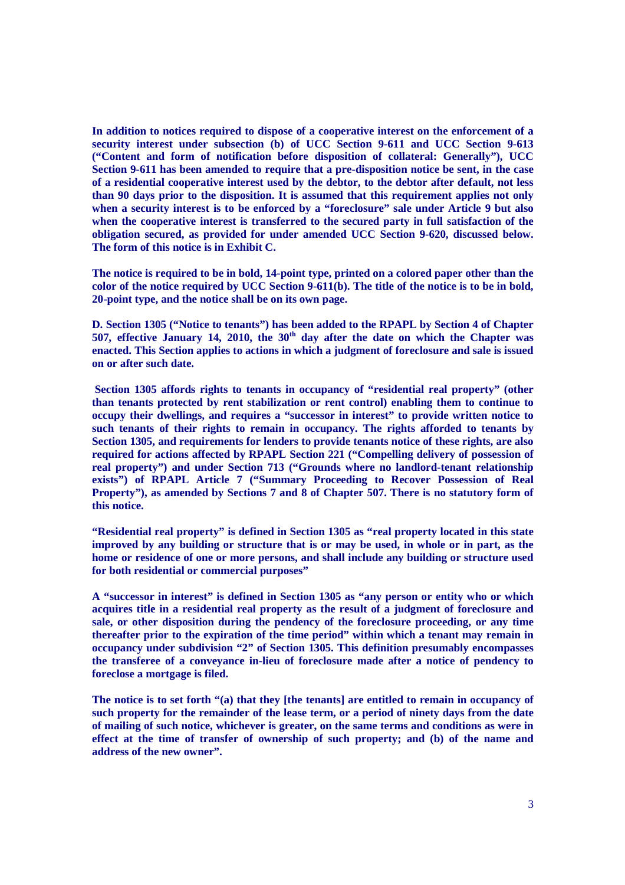**In addition to notices required to dispose of a cooperative interest on the enforcement of a security interest under subsection (b) of UCC Section 9-611 and UCC Section 9-613 ("Content and form of notification before disposition of collateral: Generally"), UCC Section 9-611 has been amended to require that a pre-disposition notice be sent, in the case of a residential cooperative interest used by the debtor, to the debtor after default, not less than 90 days prior to the disposition. It is assumed that this requirement applies not only when a security interest is to be enforced by a "foreclosure" sale under Article 9 but also when the cooperative interest is transferred to the secured party in full satisfaction of the obligation secured, as provided for under amended UCC Section 9-620, discussed below. The form of this notice is in Exhibit C.**

**The notice is required to be in bold, 14-point type, printed on a colored paper other than the color of the notice required by UCC Section 9-611(b). The title of the notice is to be in bold, 20-point type, and the notice shall be on its own page.**

**D. Section 1305 ("Notice to tenants") has been added to the RPAPL by Section 4 of Chapter 507, effective January 14, 2010, the 30th day after the date on which the Chapter was enacted. This Section applies to actions in which a judgment of foreclosure and sale is issued on or after such date.**

**Section 1305 affords rights to tenants in occupancy of "residential real property" (other than tenants protected by rent stabilization or rent control) enabling them to continue to occupy their dwellings, and requires a "successor in interest" to provide written notice to such tenants of their rights to remain in occupancy. The rights afforded to tenants by Section 1305, and requirements for lenders to provide tenants notice of these rights, are also required for actions affected by RPAPL Section 221 ("Compelling delivery of possession of real property") and under Section 713 ("Grounds where no landlord-tenant relationship exists") of RPAPL Article 7 ("Summary Proceeding to Recover Possession of Real Property"), as amended by Sections 7 and 8 of Chapter 507. There is no statutory form of this notice.**

**"Residential real property" is defined in Section 1305 as "real property located in this state improved by any building or structure that is or may be used, in whole or in part, as the home or residence of one or more persons, and shall include any building or structure used for both residential or commercial purposes"**

**A "successor in interest" is defined in Section 1305 as "any person or entity who or which acquires title in a residential real property as the result of a judgment of foreclosure and sale, or other disposition during the pendency of the foreclosure proceeding, or any time thereafter prior to the expiration of the time period" within which a tenant may remain in occupancy under subdivision "2" of Section 1305. This definition presumably encompasses the transferee of a conveyance in-lieu of foreclosure made after a notice of pendency to foreclose a mortgage is filed.**

**The notice is to set forth "(a) that they [the tenants] are entitled to remain in occupancy of such property for the remainder of the lease term, or a period of ninety days from the date of mailing of such notice, whichever is greater, on the same terms and conditions as were in effect at the time of transfer of ownership of such property; and (b) of the name and address of the new owner".**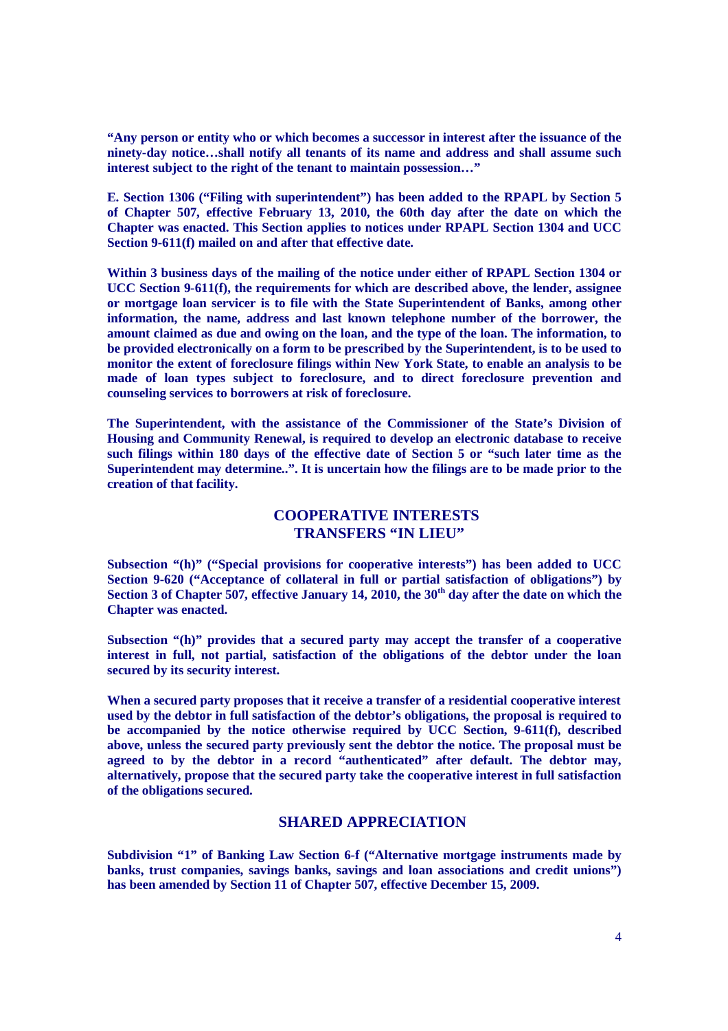**"Any person or entity who or which becomes a successor in interest after the issuance of the ninety-day notice…shall notify all tenants of its name and address and shall assume such interest subject to the right of the tenant to maintain possession…"**

**E. Section 1306 ("Filing with superintendent") has been added to the RPAPL by Section 5 of Chapter 507, effective February 13, 2010, the 60th day after the date on which the Chapter was enacted. This Section applies to notices under RPAPL Section 1304 and UCC Section 9-611(f) mailed on and after that effective date.**

**Within 3 business days of the mailing of the notice under either of RPAPL Section 1304 or UCC Section 9-611(f), the requirements for which are described above, the lender, assignee or mortgage loan servicer is to file with the State Superintendent of Banks, among other information, the name, address and last known telephone number of the borrower, the amount claimed as due and owing on the loan, and the type of the loan. The information, to be provided electronically on a form to be prescribed by the Superintendent, is to be used to monitor the extent of foreclosure filings within New York State, to enable an analysis to be made of loan types subject to foreclosure, and to direct foreclosure prevention and counseling services to borrowers at risk of foreclosure.**

**The Superintendent, with the assistance of the Commissioner of the State's Division of Housing and Community Renewal, is required to develop an electronic database to receive such filings within 180 days of the effective date of Section 5 or "such later time as the Superintendent may determine..". It is uncertain how the filings are to be made prior to the creation of that facility.**

## COOPERATIVE INTERESTS
## TRANSFERS "IN LIEU"

**Subsection "(h)" ("Special provisions for cooperative interests") has been added to UCC Section 9-620 ("Acceptance of collateral in full or partial satisfaction of obligations") by Section 3 of Chapter 507, effective January 14, 2010, the 30th day after the date on which the Chapter was enacted.**

**Subsection "(h)" provides that a secured party may accept the transfer of a cooperative interest in full, not partial, satisfaction of the obligations of the debtor under the loan secured by its security interest.**

**When a secured party proposes that it receive a transfer of a residential cooperative interest used by the debtor in full satisfaction of the debtor's obligations, the proposal is required to be accompanied by the notice otherwise required by UCC Section, 9-611(f), described above, unless the secured party previously sent the debtor the notice. The proposal must be agreed to by the debtor in a record "authenticated" after default. The debtor may, alternatively, propose that the secured party take the cooperative interest in full satisfaction of the obligations secured.**

## SHARED APPRECIATION

**Subdivision "1" of Banking Law Section 6-f ("Alternative mortgage instruments made by banks, trust companies, savings banks, savings and loan associations and credit unions") has been amended by Section 11 of Chapter 507, effective December 15, 2009.**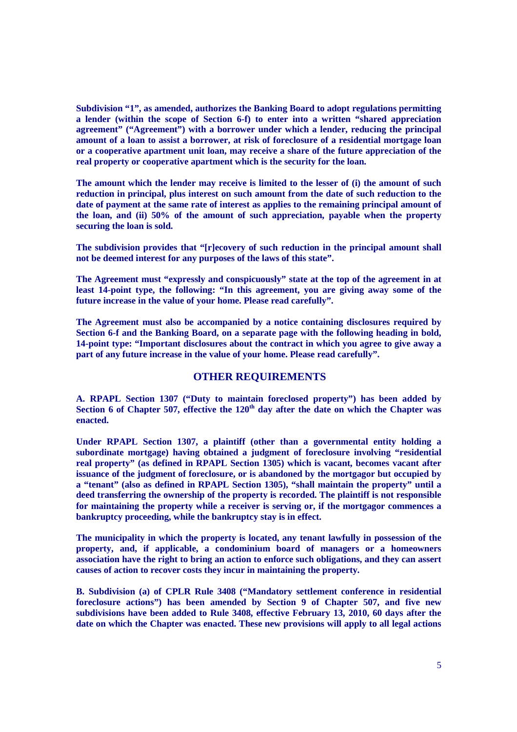**Subdivision "1", as amended, authorizes the Banking Board to adopt regulations permitting a lender (within the scope of Section 6-f) to enter into a written "shared appreciation agreement" ("Agreement") with a borrower under which a lender, reducing the principal amount of a loan to assist a borrower, at risk of foreclosure of a residential mortgage loan or a cooperative apartment unit loan, may receive a share of the future appreciation of the real property or cooperative apartment which is the security for the loan.**

**The amount which the lender may receive is limited to the lesser of (i) the amount of such reduction in principal, plus interest on such amount from the date of such reduction to the date of payment at the same rate of interest as applies to the remaining principal amount of the loan, and (ii) 50% of the amount of such appreciation, payable when the property securing the loan is sold.**

**The subdivision provides that "[r]ecovery of such reduction in the principal amount shall not be deemed interest for any purposes of the laws of this state".**

**The Agreement must "expressly and conspicuously" state at the top of the agreement in at least 14-point type, the following: "In this agreement, you are giving away some of the future increase in the value of your home. Please read carefully".**

**The Agreement must also be accompanied by a notice containing disclosures required by Section 6-f and the Banking Board, on a separate page with the following heading in bold, 14-point type: "Important disclosures about the contract in which you agree to give away a part of any future increase in the value of your home. Please read carefully".**

## OTHER REQUIREMENTS

**A. RPAPL Section 1307 ("Duty to maintain foreclosed property") has been added by Section 6 of Chapter 507, effective the 120th day after the date on which the Chapter was enacted.**

**Under RPAPL Section 1307, a plaintiff (other than a governmental entity holding a subordinate mortgage) having obtained a judgment of foreclosure involving "residential real property" (as defined in RPAPL Section 1305) which is vacant, becomes vacant after issuance of the judgment of foreclosure, or is abandoned by the mortgagor but occupied by a "tenant" (also as defined in RPAPL Section 1305), "shall maintain the property" until a deed transferring the ownership of the property is recorded. The plaintiff is not responsible for maintaining the property while a receiver is serving or, if the mortgagor commences a bankruptcy proceeding, while the bankruptcy stay is in effect.**

**The municipality in which the property is located, any tenant lawfully in possession of the property, and, if applicable, a condominium board of managers or a homeowners association have the right to bring an action to enforce such obligations, and they can assert causes of action to recover costs they incur in maintaining the property.**

**B. Subdivision (a) of CPLR Rule 3408 ("Mandatory settlement conference in residential foreclosure actions") has been amended by Section 9 of Chapter 507, and five new subdivisions have been added to Rule 3408, effective February 13, 2010, 60 days after the date on which the Chapter was enacted. These new provisions will apply to all legal actions**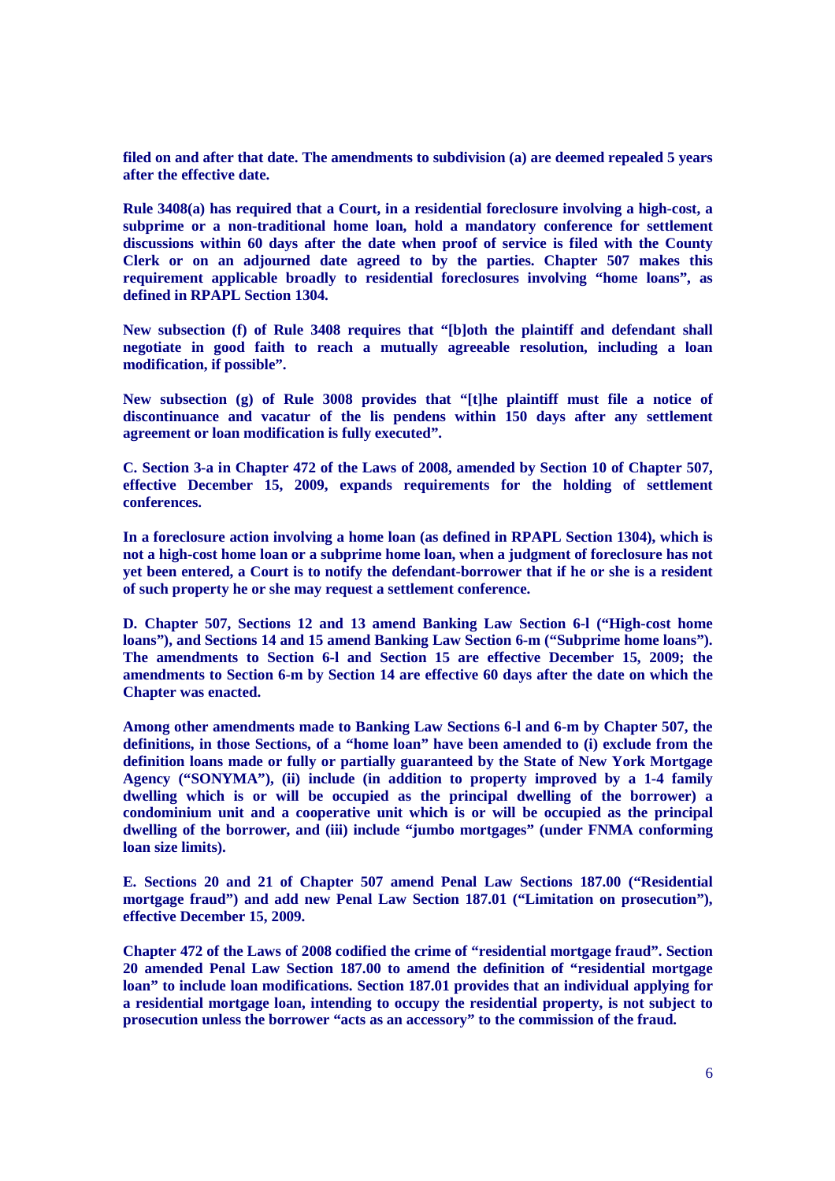**filed on and after that date. The amendments to subdivision (a) are deemed repealed 5 years after the effective date.**

**Rule 3408(a) has required that a Court, in a residential foreclosure involving a high-cost, a subprime or a non-traditional home loan, hold a mandatory conference for settlement discussions within 60 days after the date when proof of service is filed with the County Clerk or on an adjourned date agreed to by the parties. Chapter 507 makes this requirement applicable broadly to residential foreclosures involving "home loans", as defined in RPAPL Section 1304.**

**New subsection (f) of Rule 3408 requires that "[b]oth the plaintiff and defendant shall negotiate in good faith to reach a mutually agreeable resolution, including a loan modification, if possible".**

**New subsection (g) of Rule 3008 provides that "[t]he plaintiff must file a notice of discontinuance and vacatur of the lis pendens within 150 days after any settlement agreement or loan modification is fully executed".**

**C. Section 3-a in Chapter 472 of the Laws of 2008, amended by Section 10 of Chapter 507, effective December 15, 2009, expands requirements for the holding of settlement conferences.**

**In a foreclosure action involving a home loan (as defined in RPAPL Section 1304), which is not a high-cost home loan or a subprime home loan, when a judgment of foreclosure has not yet been entered, a Court is to notify the defendant-borrower that if he or she is a resident of such property he or she may request a settlement conference.**

**D. Chapter 507, Sections 12 and 13 amend Banking Law Section 6-l ("High-cost home loans"), and Sections 14 and 15 amend Banking Law Section 6-m ("Subprime home loans"). The amendments to Section 6-l and Section 15 are effective December 15, 2009; the amendments to Section 6-m by Section 14 are effective 60 days after the date on which the Chapter was enacted.**

**Among other amendments made to Banking Law Sections 6-l and 6-m by Chapter 507, the definitions, in those Sections, of a "home loan" have been amended to (i) exclude from the definition loans made or fully or partially guaranteed by the State of New York Mortgage Agency ("SONYMA"), (ii) include (in addition to property improved by a 1-4 family dwelling which is or will be occupied as the principal dwelling of the borrower) a condominium unit and a cooperative unit which is or will be occupied as the principal dwelling of the borrower, and (iii) include "jumbo mortgages" (under FNMA conforming loan size limits).**

**E. Sections 20 and 21 of Chapter 507 amend Penal Law Sections 187.00 ("Residential mortgage fraud") and add new Penal Law Section 187.01 ("Limitation on prosecution"), effective December 15, 2009.**

**Chapter 472 of the Laws of 2008 codified the crime of "residential mortgage fraud". Section 20 amended Penal Law Section 187.00 to amend the definition of "residential mortgage loan" to include loan modifications. Section 187.01 provides that an individual applying for a residential mortgage loan, intending to occupy the residential property, is not subject to prosecution unless the borrower "acts as an accessory" to the commission of the fraud.**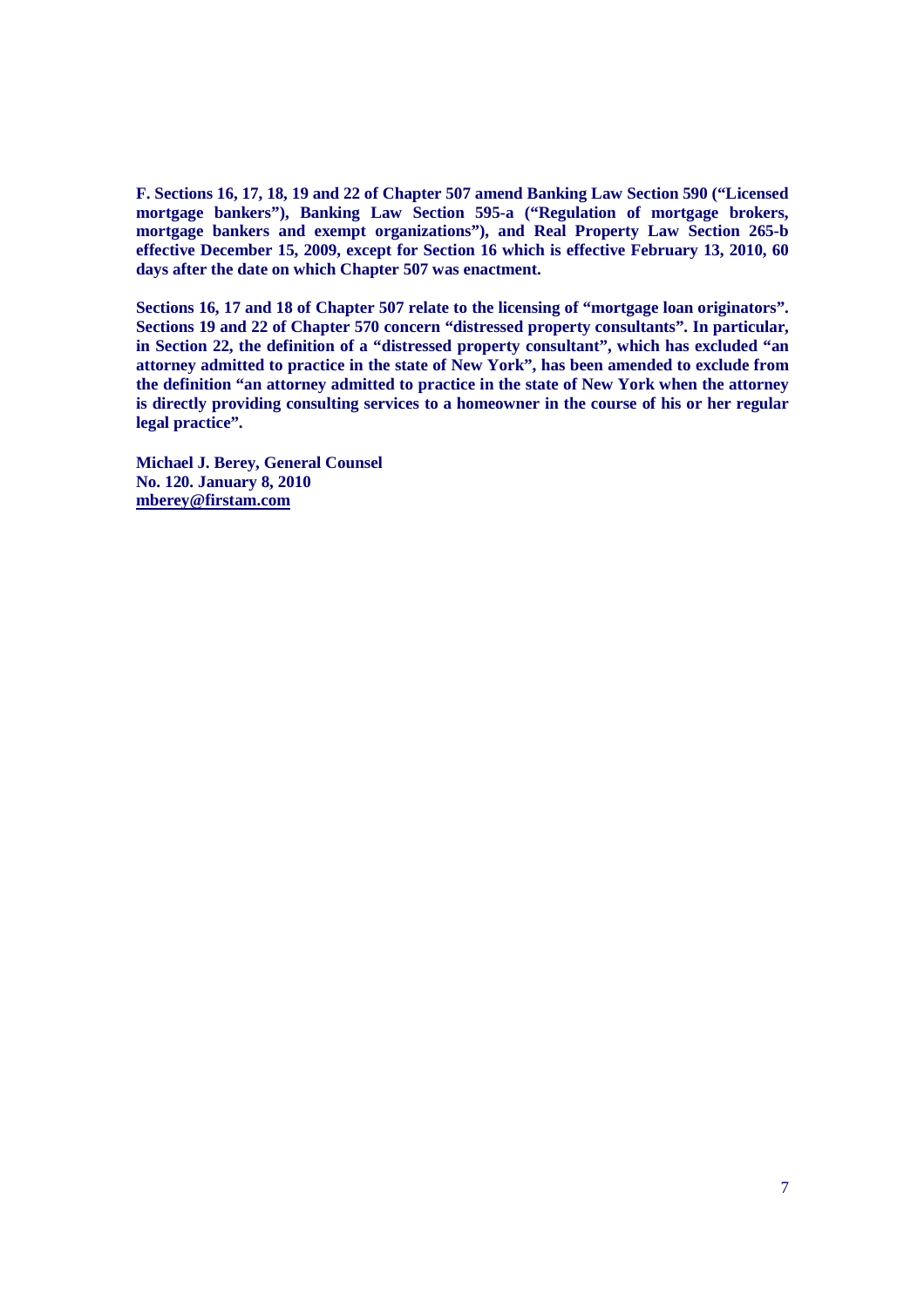**F. Sections 16, 17, 18, 19 and 22 of Chapter 507 amend Banking Law Section 590 ("Licensed mortgage bankers"), Banking Law Section 595-a ("Regulation of mortgage brokers, mortgage bankers and exempt organizations"), and Real Property Law Section 265-b effective December 15, 2009, except for Section 16 which is effective February 13, 2010, 60 days after the date on which Chapter 507 was enactment.**

**Sections 16, 17 and 18 of Chapter 507 relate to the licensing of "mortgage loan originators". Sections 19 and 22 of Chapter 570 concern "distressed property consultants". In particular, in Section 22, the definition of a "distressed property consultant", which has excluded "an attorney admitted to practice in the state of New York", has been amended to exclude from the definition "an attorney admitted to practice in the state of New York when the attorney is directly providing consulting services to a homeowner in the course of his or her regular legal practice".**

**Michael J. Berey, General Counsel**
**No. 120. January 8, 2010**
**mberey@firstam.com**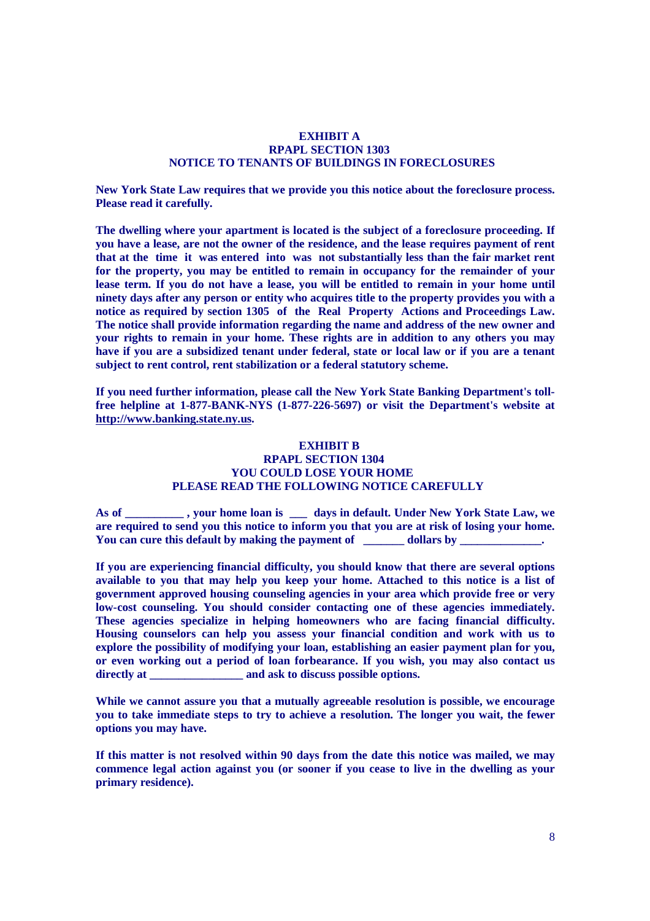**EXHIBIT A**
**RPAPL SECTION 1303**
**NOTICE TO TENANTS OF BUILDINGS IN FORECLOSURES**

**New York State Law requires that we provide you this notice about the foreclosure process. Please read it carefully.**

**The dwelling where your apartment is located is the subject of a foreclosure proceeding. If you have a lease, are not the owner of the residence, and the lease requires payment of rent that at the time it was entered into was not substantially less than the fair market rent for the property, you may be entitled to remain in occupancy for the remainder of your lease term. If you do not have a lease, you will be entitled to remain in your home until ninety days after any person or entity who acquires title to the property provides you with a notice as required by section 1305 of the Real Property Actions and Proceedings Law. The notice shall provide information regarding the name and address of the new owner and your rights to remain in your home. These rights are in addition to any others you may have if you are a subsidized tenant under federal, state or local law or if you are a tenant subject to rent control, rent stabilization or a federal statutory scheme.**

**If you need further information, please call the New York State Banking Department's toll-free helpline at 1-877-BANK-NYS (1-877-226-5697) or visit the Department's website at http://www.banking.state.ny.us.**

**EXHIBIT B**
**RPAPL SECTION 1304**
**YOU COULD LOSE YOUR HOME**
**PLEASE READ THE FOLLOWING NOTICE CAREFULLY**

**As of __________ , your home loan is ___ days in default. Under New York State Law, we are required to send you this notice to inform you that you are at risk of losing your home. You can cure this default by making the payment of _______ dollars by ______________.**

**If you are experiencing financial difficulty, you should know that there are several options available to you that may help you keep your home. Attached to this notice is a list of government approved housing counseling agencies in your area which provide free or very low-cost counseling. You should consider contacting one of these agencies immediately. These agencies specialize in helping homeowners who are facing financial difficulty. Housing counselors can help you assess your financial condition and work with us to explore the possibility of modifying your loan, establishing an easier payment plan for you, or even working out a period of loan forbearance. If you wish, you may also contact us directly at ________________ and ask to discuss possible options.**

**While we cannot assure you that a mutually agreeable resolution is possible, we encourage you to take immediate steps to try to achieve a resolution. The longer you wait, the fewer options you may have.**

**If this matter is not resolved within 90 days from the date this notice was mailed, we may commence legal action against you (or sooner if you cease to live in the dwelling as your primary residence).**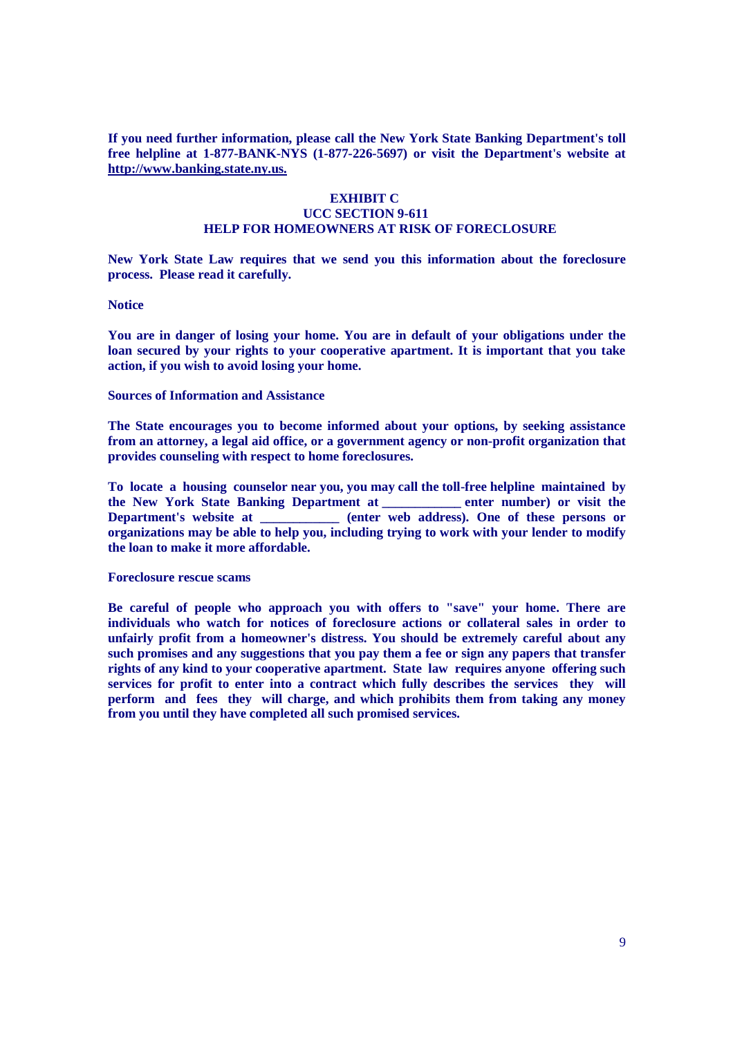**If you need further information, please call the New York State Banking Department's toll free helpline at 1-877-BANK-NYS (1-877-226-5697) or visit the Department's website at http://www.banking.state.ny.us.**

# EXHIBIT C
## UCC SECTION 9-611
## HELP FOR HOMEOWNERS AT RISK OF FORECLOSURE

**New York State Law requires that we send you this information about the foreclosure process. Please read it carefully.**

**Notice**

**You are in danger of losing your home. You are in default of your obligations under the loan secured by your rights to your cooperative apartment. It is important that you take action, if you wish to avoid losing your home.**

**Sources of Information and Assistance**

**The State encourages you to become informed about your options, by seeking assistance from an attorney, a legal aid office, or a government agency or non-profit organization that provides counseling with respect to home foreclosures.**

**To locate a housing counselor near you, you may call the toll-free helpline maintained by the New York State Banking Department at ____________ enter number) or visit the Department's website at ____________ (enter web address). One of these persons or organizations may be able to help you, including trying to work with your lender to modify the loan to make it more affordable.**

**Foreclosure rescue scams**

**Be careful of people who approach you with offers to "save" your home. There are individuals who watch for notices of foreclosure actions or collateral sales in order to unfairly profit from a homeowner's distress. You should be extremely careful about any such promises and any suggestions that you pay them a fee or sign any papers that transfer rights of any kind to your cooperative apartment. State law requires anyone offering such services for profit to enter into a contract which fully describes the services they will perform and fees they will charge, and which prohibits them from taking any money from you until they have completed all such promised services.**